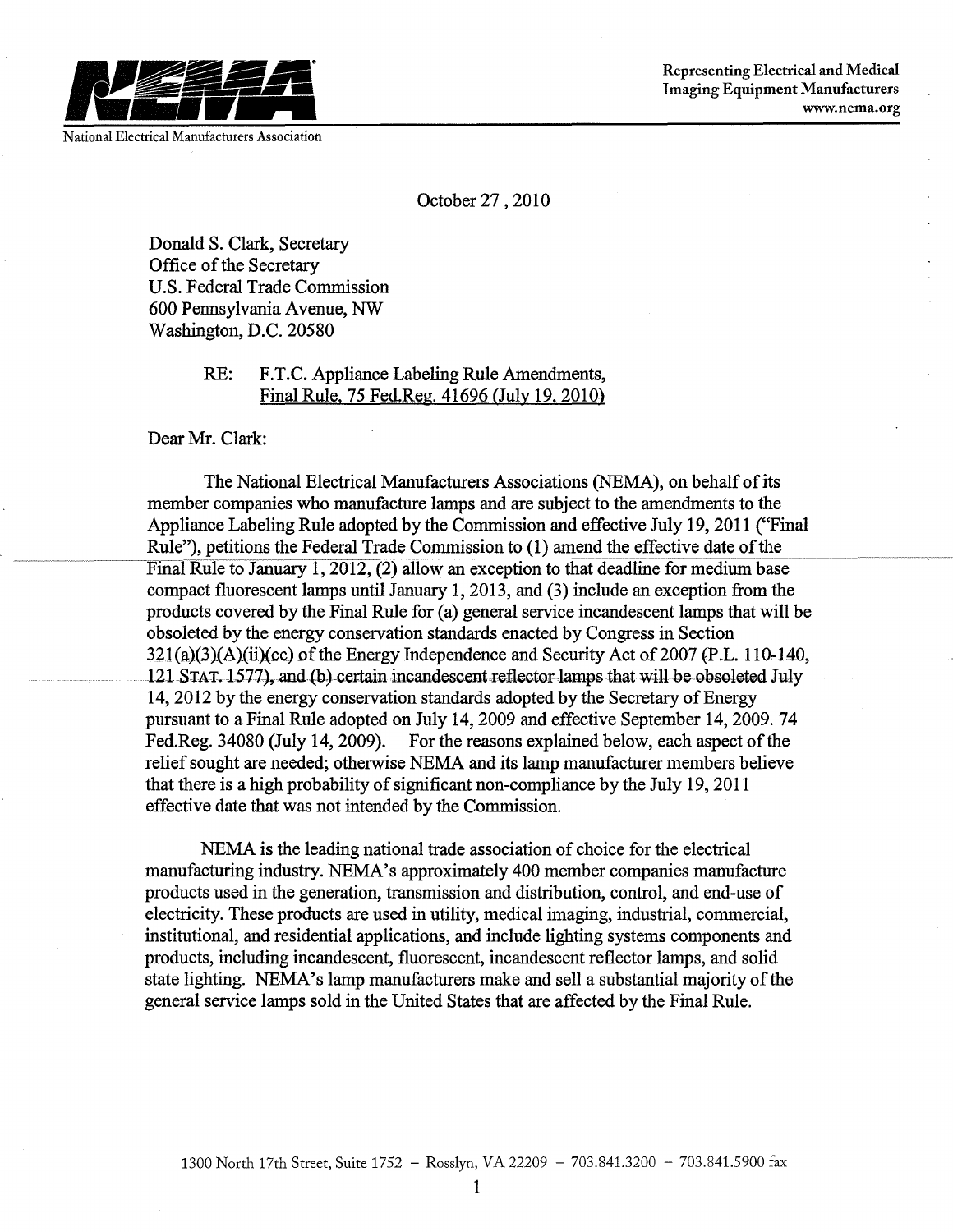National Electrical Manufacturers Association

Representing Electrical and Medical Imaging Equipment Manufacturers
www.nema.org

October 27 , 2010

Donald S. Clark, Secretary
Office of the Secretary
U.S. Federal Trade Commission
600 Pennsylvania Avenue, NW
Washington, D.C. 20580

RE: F.T.C. Appliance Labeling Rule Amendments, Final Rule, 75 Fed.Reg. 41696 (July 19, 2010)

Dear Mr. Clark:

The National Electrical Manufacturers Associations (NEMA), on behalf of its member companies who manufacture lamps and are subject to the amendments to the Appliance Labeling Rule adopted by the Commission and effective July 19, 2011 ("Final Rule"), petitions the Federal Trade Commission to (1) amend the effective date of the Final Rule to January 1, 2012, (2) allow an exception to that deadline for medium base compact fluorescent lamps until January 1, 2013, and (3) include an exception from the products covered by the Final Rule for (a) general service incandescent lamps that will be obsoleted by the energy conservation standards enacted by Congress in Section 321(a)(3)(A)(ii)(cc) of the Energy Independence and Security Act of 2007 (P.L. 110-140, 121 STAT. 1577), and (b) certain incandescent reflector lamps that will be obsoleted July 14, 2012 by the energy conservation standards adopted by the Secretary of Energy pursuant to a Final Rule adopted on July 14, 2009 and effective September 14, 2009. 74 Fed.Reg. 34080 (July 14, 2009). For the reasons explained below, each aspect of the relief sought are needed; otherwise NEMA and its lamp manufacturer members believe that there is a high probability of significant non-compliance by the July 19, 2011 effective date that was not intended by the Commission.

NEMA is the leading national trade association of choice for the electrical manufacturing industry. NEMA's approximately 400 member companies manufacture products used in the generation, transmission and distribution, control, and end-use of electricity. These products are used in utility, medical imaging, industrial, commercial, institutional, and residential applications, and include lighting systems components and products, including incandescent, fluorescent, incandescent reflector lamps, and solid state lighting. NEMA's lamp manufacturers make and sell a substantial majority of the general service lamps sold in the United States that are affected by the Final Rule.

1300 North 17th Street, Suite 1752 – Rosslyn, VA 22209 – 703.841.3200 – 703.841.5900 fax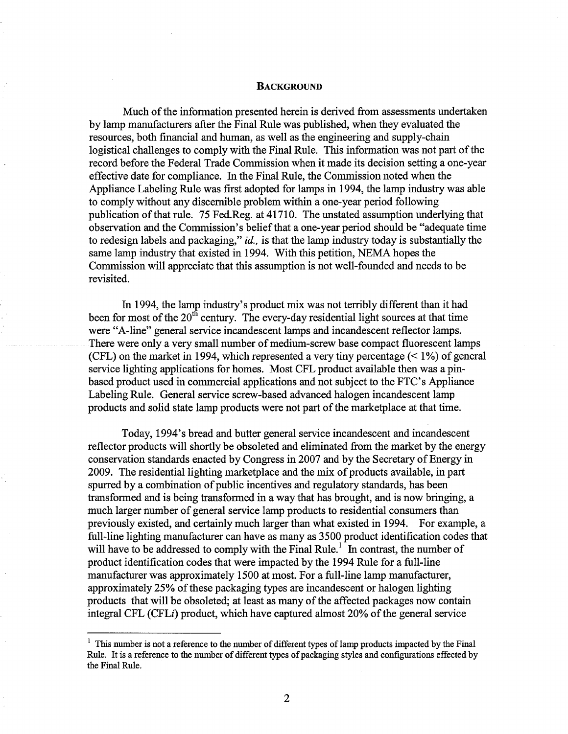## BACKGROUND

Much of the information presented herein is derived from assessments undertaken by lamp manufacturers after the Final Rule was published, when they evaluated the resources, both financial and human, as well as the engineering and supply-chain logistical challenges to comply with the Final Rule. This information was not part of the record before the Federal Trade Commission when it made its decision setting a one-year effective date for compliance. In the Final Rule, the Commission noted when the Appliance Labeling Rule was first adopted for lamps in 1994, the lamp industry was able to comply without any discernible problem within a one-year period following publication of that rule. 75 Fed.Reg. at 41710. The unstated assumption underlying that observation and the Commission's belief that a one-year period should be "adequate time to redesign labels and packaging," *id.,* is that the lamp industry today is substantially the same lamp industry that existed in 1994. With this petition, NEMA hopes the Commission will appreciate that this assumption is not well-founded and needs to be revisited.

In 1994, the lamp industry's product mix was not terribly different than it had been for most of the 20th century. The every-day residential light sources at that time were "A-line" general service incandescent lamps and incandescent reflector lamps. There were only a very small number of medium-screw base compact fluorescent lamps (CFL) on the market in 1994, which represented a very tiny percentage (< 1%) of general service lighting applications for homes. Most CFL product available then was a pin-based product used in commercial applications and not subject to the FTC's Appliance Labeling Rule. General service screw-based advanced halogen incandescent lamp products and solid state lamp products were not part of the marketplace at that time.

Today, 1994's bread and butter general service incandescent and incandescent reflector products will shortly be obsoleted and eliminated from the market by the energy conservation standards enacted by Congress in 2007 and by the Secretary of Energy in 2009. The residential lighting marketplace and the mix of products available, in part spurred by a combination of public incentives and regulatory standards, has been transformed and is being transformed in a way that has brought, and is now bringing, a much larger number of general service lamp products to residential consumers than previously existed, and certainly much larger than what existed in 1994. For example, a full-line lighting manufacturer can have as many as 3500 product identification codes that will have to be addressed to comply with the Final Rule.[1] In contrast, the number of product identification codes that were impacted by the 1994 Rule for a full-line manufacturer was approximately 1500 at most. For a full-line lamp manufacturer, approximately 25% of these packaging types are incandescent or halogen lighting products that will be obsoleted; at least as many of the affected packages now contain integral CFL (CFL*i*) product, which have captured almost 20% of the general service

[1] This number is not a reference to the number of different types of lamp products impacted by the Final Rule. It is a reference to the number of different types of packaging styles and configurations effected by the Final Rule.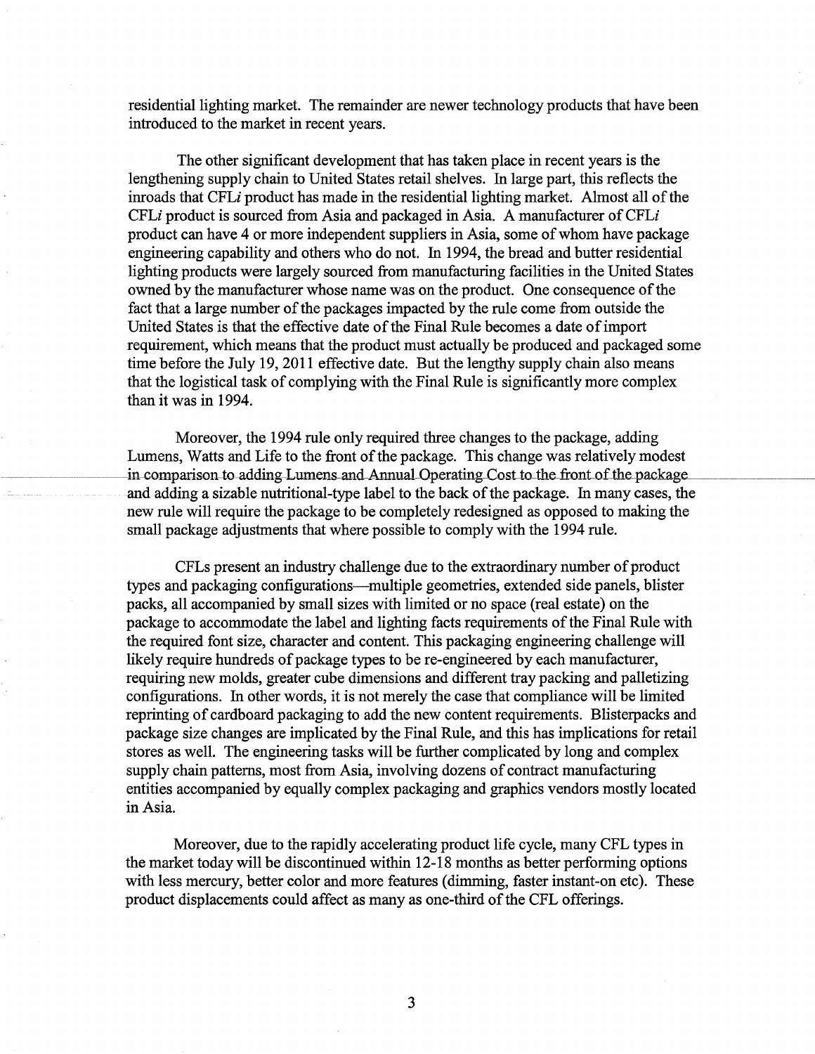residential lighting market. The remainder are newer technology products that have been introduced to the market in recent years.

The other significant development that has taken place in recent years is the lengthening supply chain to United States retail shelves. In large part, this reflects the inroads that CFL*i* product has made in the residential lighting market. Almost all of the CFL*i* product is sourced from Asia and packaged in Asia. A manufacturer of CFL*i* product can have 4 or more independent suppliers in Asia, some of whom have package engineering capability and others who do not. In 1994, the bread and butter residential lighting products were largely sourced from manufacturing facilities in the United States owned by the manufacturer whose name was on the product. One consequence of the fact that a large number of the packages impacted by the rule come from outside the United States is that the effective date of the Final Rule becomes a date of import requirement, which means that the product must actually be produced and packaged some time before the July 19, 2011 effective date. But the lengthy supply chain also means that the logistical task of complying with the Final Rule is significantly more complex than it was in 1994.

Moreover, the 1994 rule only required three changes to the package, adding Lumens, Watts and Life to the front of the package. This change was relatively modest in comparison to adding Lumens and Annual Operating Cost to the front of the package and adding a sizable nutritional-type label to the back of the package. In many cases, the new rule will require the package to be completely redesigned as opposed to making the small package adjustments that where possible to comply with the 1994 rule.

CFLs present an industry challenge due to the extraordinary number of product types and packaging configurations—multiple geometries, extended side panels, blister packs, all accompanied by small sizes with limited or no space (real estate) on the package to accommodate the label and lighting facts requirements of the Final Rule with the required font size, character and content. This packaging engineering challenge will likely require hundreds of package types to be re-engineered by each manufacturer, requiring new molds, greater cube dimensions and different tray packing and palletizing configurations. In other words, it is not merely the case that compliance will be limited reprinting of cardboard packaging to add the new content requirements. Blisterpacks and package size changes are implicated by the Final Rule, and this has implications for retail stores as well. The engineering tasks will be further complicated by long and complex supply chain patterns, most from Asia, involving dozens of contract manufacturing entities accompanied by equally complex packaging and graphics vendors mostly located in Asia.

Moreover, due to the rapidly accelerating product life cycle, many CFL types in the market today will be discontinued within 12-18 months as better performing options with less mercury, better color and more features (dimming, faster instant-on etc). These product displacements could affect as many as one-third of the CFL offerings.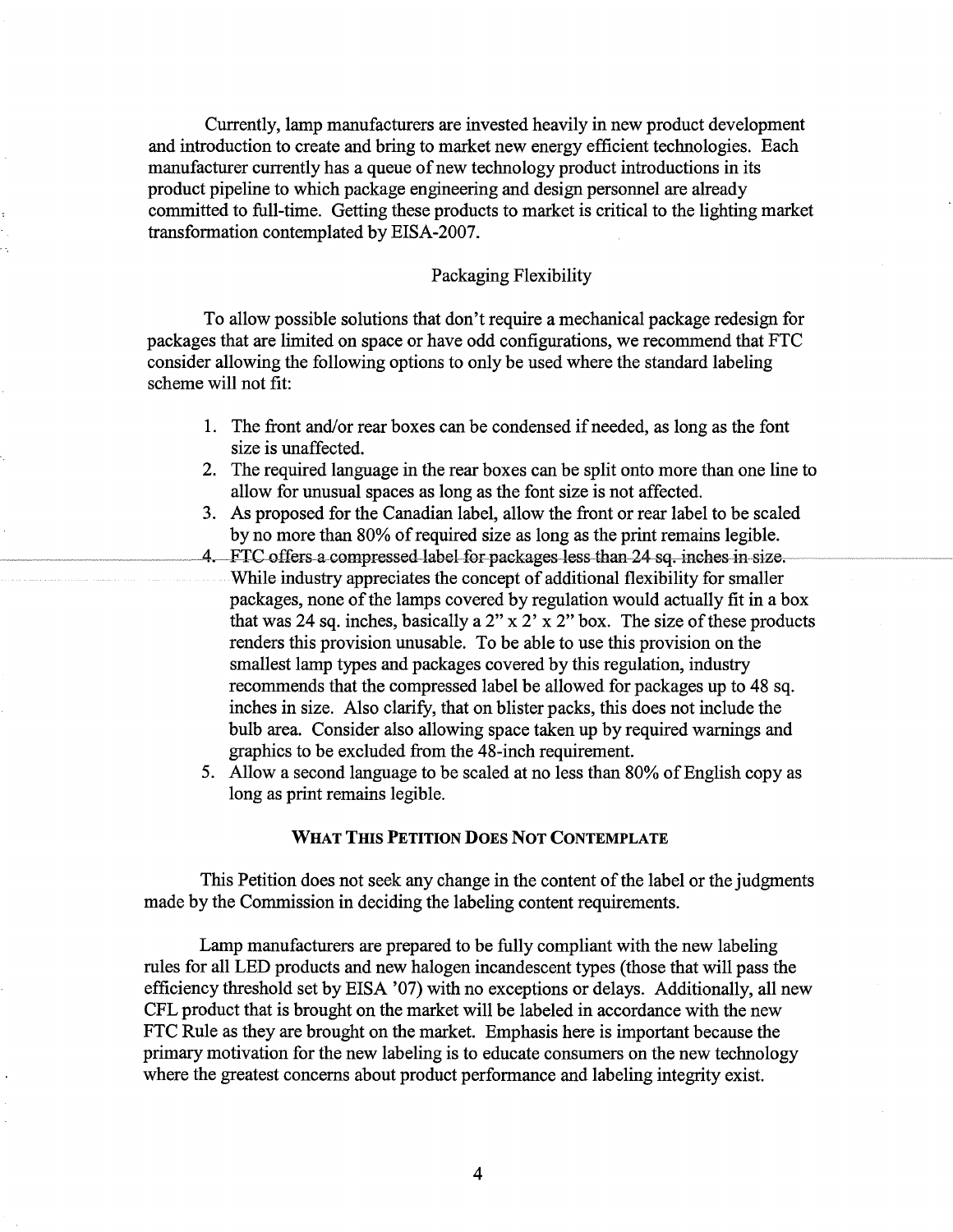Currently, lamp manufacturers are invested heavily in new product development and introduction to create and bring to market new energy efficient technologies. Each manufacturer currently has a queue of new technology product introductions in its product pipeline to which package engineering and design personnel are already committed to full-time. Getting these products to market is critical to the lighting market transformation contemplated by EISA-2007.

Packaging Flexibility

To allow possible solutions that don't require a mechanical package redesign for packages that are limited on space or have odd configurations, we recommend that FTC consider allowing the following options to only be used where the standard labeling scheme will not fit:

1. The front and/or rear boxes can be condensed if needed, as long as the font size is unaffected.
2. The required language in the rear boxes can be split onto more than one line to allow for unusual spaces as long as the font size is not affected.
3. As proposed for the Canadian label, allow the front or rear label to be scaled by no more than 80% of required size as long as the print remains legible.
4. ~~FTC offers a compressed label for packages less than 24 sq. inches in size.~~ While industry appreciates the concept of additional flexibility for smaller packages, none of the lamps covered by regulation would actually fit in a box that was 24 sq. inches, basically a 2" x 2' x 2" box. The size of these products renders this provision unusable. To be able to use this provision on the smallest lamp types and packages covered by this regulation, industry recommends that the compressed label be allowed for packages up to 48 sq. inches in size. Also clarify, that on blister packs, this does not include the bulb area. Consider also allowing space taken up by required warnings and graphics to be excluded from the 48-inch requirement.
5. Allow a second language to be scaled at no less than 80% of English copy as long as print remains legible.

**WHAT THIS PETITION DOES NOT CONTEMPLATE**

This Petition does not seek any change in the content of the label or the judgments made by the Commission in deciding the labeling content requirements.

Lamp manufacturers are prepared to be fully compliant with the new labeling rules for all LED products and new halogen incandescent types (those that will pass the efficiency threshold set by EISA '07) with no exceptions or delays. Additionally, all new CFL product that is brought on the market will be labeled in accordance with the new FTC Rule as they are brought on the market. Emphasis here is important because the primary motivation for the new labeling is to educate consumers on the new technology where the greatest concerns about product performance and labeling integrity exist.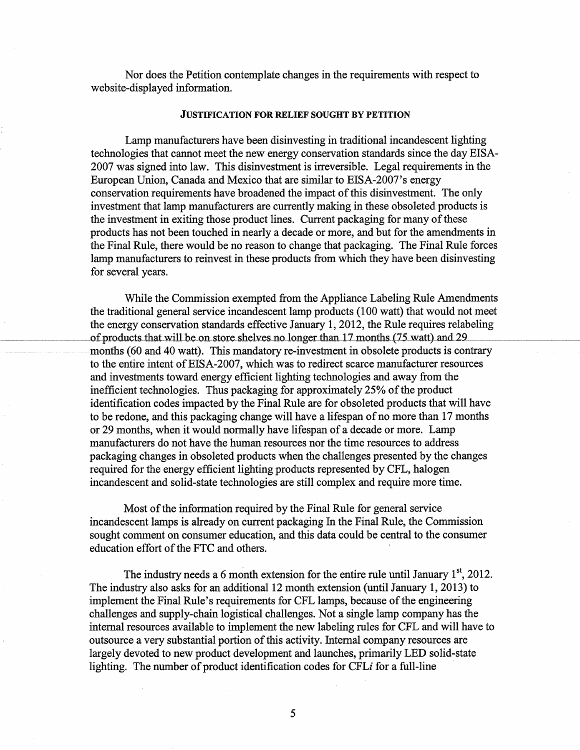Nor does the Petition contemplate changes in the requirements with respect to website-displayed information.

### JUSTIFICATION FOR RELIEF SOUGHT BY PETITION

Lamp manufacturers have been disinvesting in traditional incandescent lighting technologies that cannot meet the new energy conservation standards since the day EISA-2007 was signed into law. This disinvestment is irreversible. Legal requirements in the European Union, Canada and Mexico that are similar to EISA-2007's energy conservation requirements have broadened the impact of this disinvestment. The only investment that lamp manufacturers are currently making in these obsoleted products is the investment in exiting those product lines. Current packaging for many of these products has not been touched in nearly a decade or more, and but for the amendments in the Final Rule, there would be no reason to change that packaging. The Final Rule forces lamp manufacturers to reinvest in these products from which they have been disinvesting for several years.

While the Commission exempted from the Appliance Labeling Rule Amendments the traditional general service incandescent lamp products (100 watt) that would not meet the energy conservation standards effective January 1, 2012, the Rule requires relabeling of products that will be on store shelves no longer than 17 months (75 watt) and 29 months (60 and 40 watt). This mandatory re-investment in obsolete products is contrary to the entire intent of EISA-2007, which was to redirect scarce manufacturer resources and investments toward energy efficient lighting technologies and away from the inefficient technologies. Thus packaging for approximately 25% of the product identification codes impacted by the Final Rule are for obsoleted products that will have to be redone, and this packaging change will have a lifespan of no more than 17 months or 29 months, when it would normally have lifespan of a decade or more. Lamp manufacturers do not have the human resources nor the time resources to address packaging changes in obsoleted products when the challenges presented by the changes required for the energy efficient lighting products represented by CFL, halogen incandescent and solid-state technologies are still complex and require more time.

Most of the information required by the Final Rule for general service incandescent lamps is already on current packaging In the Final Rule, the Commission sought comment on consumer education, and this data could be central to the consumer education effort of the FTC and others.

The industry needs a 6 month extension for the entire rule until January 1st, 2012. The industry also asks for an additional 12 month extension (until January 1, 2013) to implement the Final Rule's requirements for CFL lamps, because of the engineering challenges and supply-chain logistical challenges. Not a single lamp company has the internal resources available to implement the new labeling rules for CFL and will have to outsource a very substantial portion of this activity. Internal company resources are largely devoted to new product development and launches, primarily LED solid-state lighting. The number of product identification codes for CFL*i* for a full-line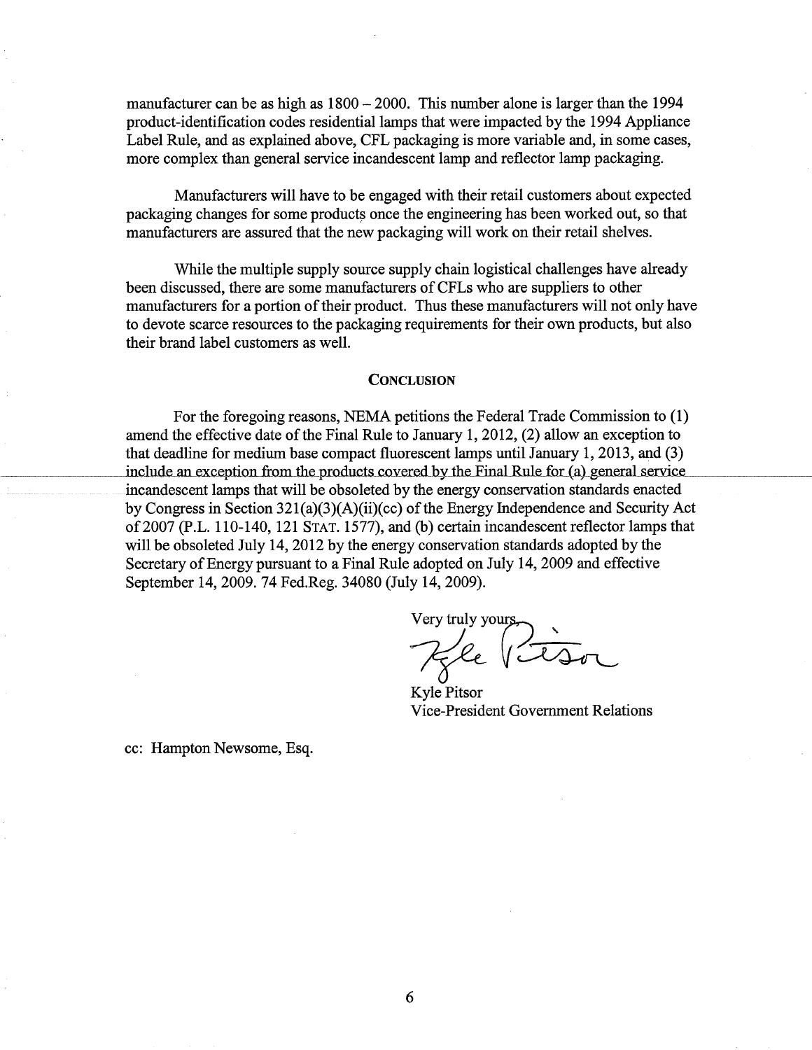manufacturer can be as high as 1800 – 2000. This number alone is larger than the 1994 product-identification codes residential lamps that were impacted by the 1994 Appliance Label Rule, and as explained above, CFL packaging is more variable and, in some cases, more complex than general service incandescent lamp and reflector lamp packaging.

Manufacturers will have to be engaged with their retail customers about expected packaging changes for some products once the engineering has been worked out, so that manufacturers are assured that the new packaging will work on their retail shelves.

While the multiple supply source supply chain logistical challenges have already been discussed, there are some manufacturers of CFLs who are suppliers to other manufacturers for a portion of their product. Thus these manufacturers will not only have to devote scarce resources to the packaging requirements for their own products, but also their brand label customers as well.

## CONCLUSION

For the foregoing reasons, NEMA petitions the Federal Trade Commission to (1) amend the effective date of the Final Rule to January 1, 2012, (2) allow an exception to that deadline for medium base compact fluorescent lamps until January 1, 2013, and (3) include an exception from the products covered by the Final Rule for (a) general service incandescent lamps that will be obsoleted by the energy conservation standards enacted by Congress in Section 321(a)(3)(A)(ii)(cc) of the Energy Independence and Security Act of 2007 (P.L. 110-140, 121 STAT. 1577), and (b) certain incandescent reflector lamps that will be obsoleted July 14, 2012 by the energy conservation standards adopted by the Secretary of Energy pursuant to a Final Rule adopted on July 14, 2009 and effective September 14, 2009. 74 Fed.Reg. 34080 (July 14, 2009).

Very truly yours,

Kyle Pitsor
Vice-President Government Relations

cc: Hampton Newsome, Esq.